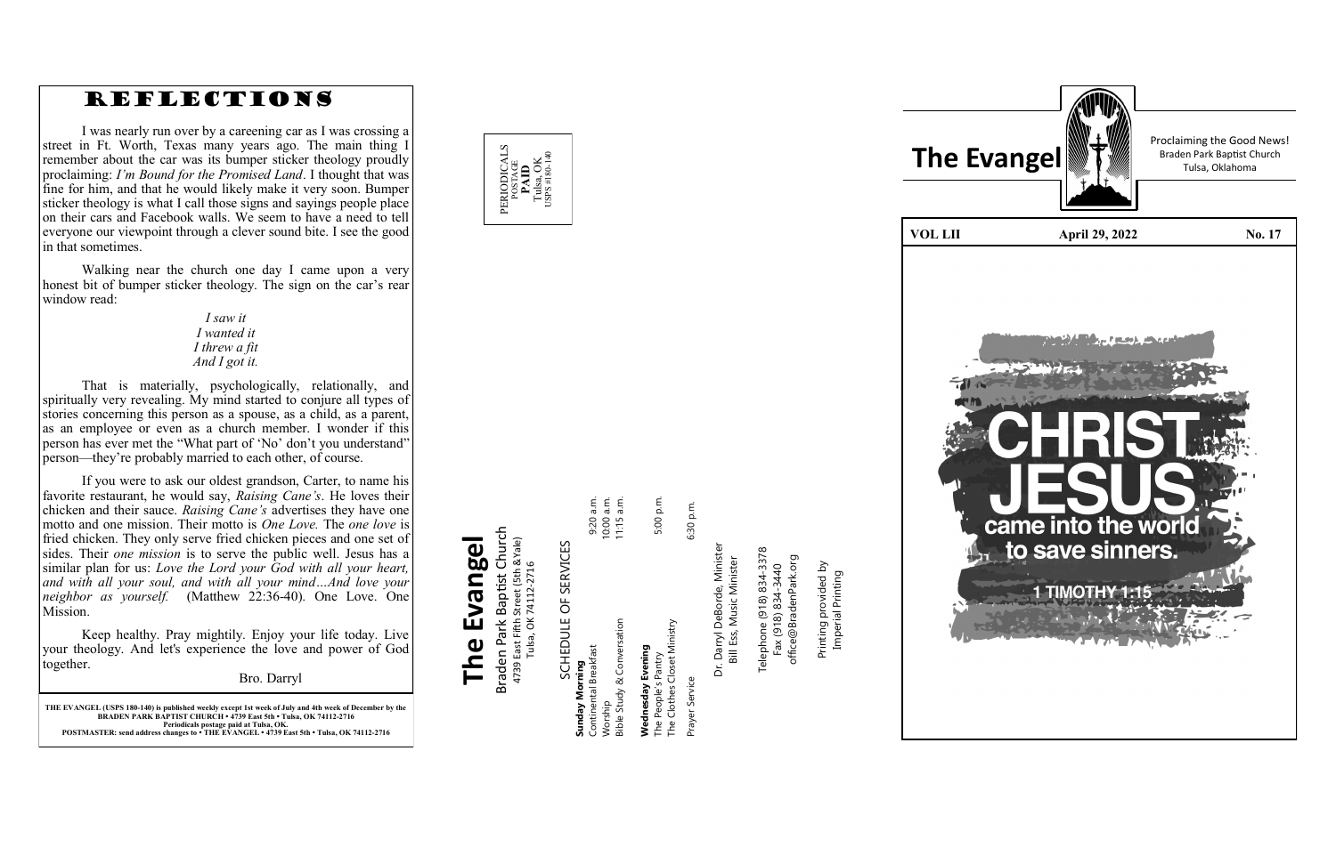# REFLECTIONS

I was nearly run over by a careening car as I was crossing a street in Ft. Worth, Texas many years ago. The main thing I remember about the car was its bumper sticker theology proudly proclaiming: *I'm Bound for the Promised Land*. I thought that was fine for him, and that he would likely make it very soon. Bumper sticker theology is what I call those signs and sayings people place on their cars and Facebook walls. We seem to have a need to tell everyone our viewpoint through a clever sound bite. I see the good in that sometimes.

Walking near the church one day I came upon a very honest bit of bumper sticker theology. The sign on the car's rear window read:

*I saw it*
*I wanted it*
*I threw a fit*
*And I got it.*

That is materially, psychologically, relationally, and spiritually very revealing. My mind started to conjure all types of stories concerning this person as a spouse, as a child, as a parent, as an employee or even as a church member. I wonder if this person has ever met the "What part of 'No' don't you understand" person—they're probably married to each other, of course.

If you were to ask our oldest grandson, Carter, to name his favorite restaurant, he would say, *Raising Cane's*. He loves their chicken and their sauce. *Raising Cane's* advertises they have one motto and one mission. Their motto is *One Love.* The *one love* is fried chicken. They only serve fried chicken pieces and one set of sides. Their *one mission* is to serve the public well. Jesus has a similar plan for us: *Love the Lord your God with all your heart, and with all your soul, and with all your mind…And love your neighbor as yourself.* (Matthew 22:36-40). One Love. One Mission.

Keep healthy. Pray mightily. Enjoy your life today. Live your theology. And let's experience the love and power of God together.

Bro. Darryl

**THE EVANGEL (USPS 180-140) is published weekly except 1st week of July and 4th week of December by the BRADEN PARK BAPTIST CHURCH • 4739 East 5th • Tulsa, OK 74112-2716**
**Periodicals postage paid at Tulsa, OK.**
**POSTMASTER: send address changes to • THE EVANGEL • 4739 East 5th • Tulsa, OK 74112-2716**

PERIODICALS
POSTAGE
**PAID**
Tulsa, OK
USPS #180-140

# The Evangel

Braden Park Baptist Church
4739 East Fifth Street (5th & Yale)
Tulsa, OK 74112-2716

SCHEDULE OF SERVICES

| | |
|---|---|
| **Sunday Morning** | |
| Continental Breakfast | 9:20 a.m. |
| Worship | 10:00 a.m. |
| Bible Study & Conversation | 11:15 a.m. |
| **Wednesday Evening** | |
| The People's Pantry | 5:00 p.m. |
| The Clothes Closet Ministry | |
| Prayer Service | 6:30 p.m. |

Dr. Darryl DeBorde, Minister
Bill Ess, Music Minister

Telephone (918) 834-3378
Fax (918) 834-3440
office@BradenPark.org

Printing provided by
Imperial Printing

# The Evangel

Proclaiming the Good News!
Braden Park Baptist Church
Tulsa, Oklahoma

| VOL LII | April 29, 2022 | No. 17 |
|---|---|---|

CHRIST JESUS came into the world to save sinners.
1 TIMOTHY 1:15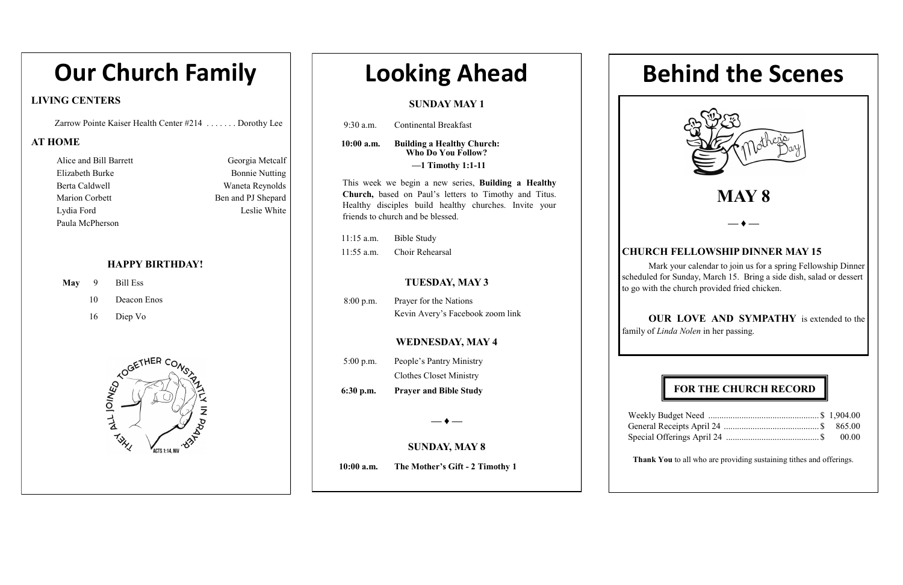# Our Church Family

## LIVING CENTERS

Zarrow Pointe Kaiser Health Center #214 . . . . . . . Dorothy Lee

## AT HOME

Alice and Bill Barrett
Elizabeth Burke
Berta Caldwell
Marion Corbett
Lydia Ford
Paula McPherson
Georgia Metcalf
Bonnie Nutting
Waneta Reynolds
Ben and PJ Shepard
Leslie White

### HAPPY BIRTHDAY!

| | | |
|---|---|---|
| **May** | 9 | Bill Ess |
| | 10 | Deacon Enos |
| | 16 | Diep Vo |

THEY ALL JOINED TOGETHER CONSTANTLY IN PRAYER. ACTS 1:14, NIV

# Looking Ahead

### SUNDAY MAY 1

9:30 a.m. Continental Breakfast

**10:00 a.m. Building a Healthy Church: Who Do You Follow?**
**—1 Timothy 1:1-11**

This week we begin a new series, **Building a Healthy Church,** based on Paul's letters to Timothy and Titus. Healthy disciples build healthy churches. Invite your friends to church and be blessed.

11:15 a.m. Bible Study

11:55 a.m. Choir Rehearsal

### TUESDAY, MAY 3

8:00 p.m. Prayer for the Nations
Kevin Avery's Facebook zoom link

### WEDNESDAY, MAY 4

5:00 p.m. People's Pantry Ministry
Clothes Closet Ministry

**6:30 p.m. Prayer and Bible Study**

— ♦ —

### SUNDAY, MAY 8

**10:00 a.m. The Mother's Gift - 2 Timothy 1**

# Behind the Scenes

Mother's Day

## MAY 8

— ♦ —

### CHURCH FELLOWSHIP DINNER MAY 15

Mark your calendar to join us for a spring Fellowship Dinner scheduled for Sunday, March 15. Bring a side dish, salad or dessert to go with the church provided fried chicken.

**OUR LOVE AND SYMPATHY** is extended to the family of *Linda Nolen* in her passing.

### FOR THE CHURCH RECORD

Weekly Budget Need .................................................. $ 1,904.00
General Receipts April 24 ........................................... $ 865.00
Special Offerings April 24 .......................................... $ 00.00

**Thank You** to all who are providing sustaining tithes and offerings.